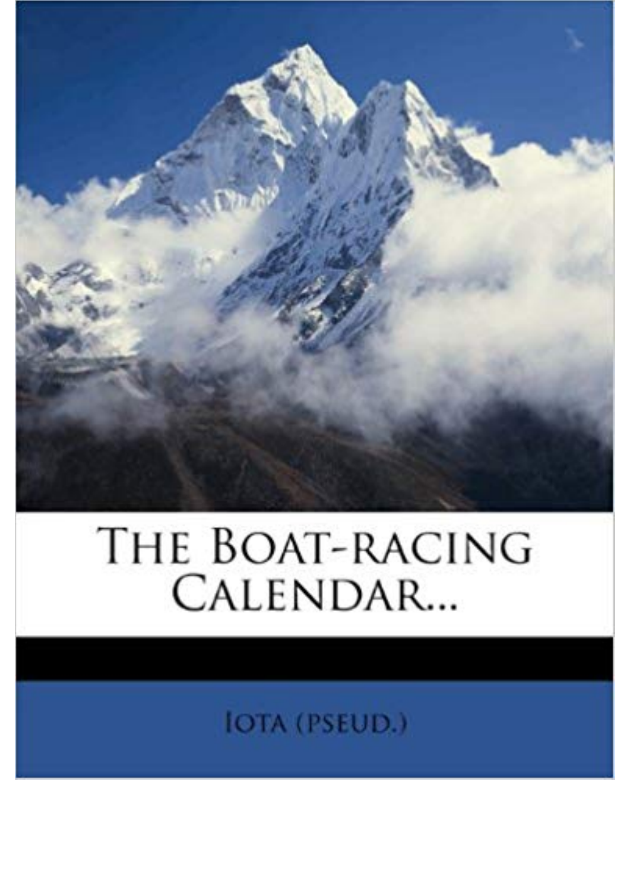# The Boat-racing Calendar...

Iota (pseud.)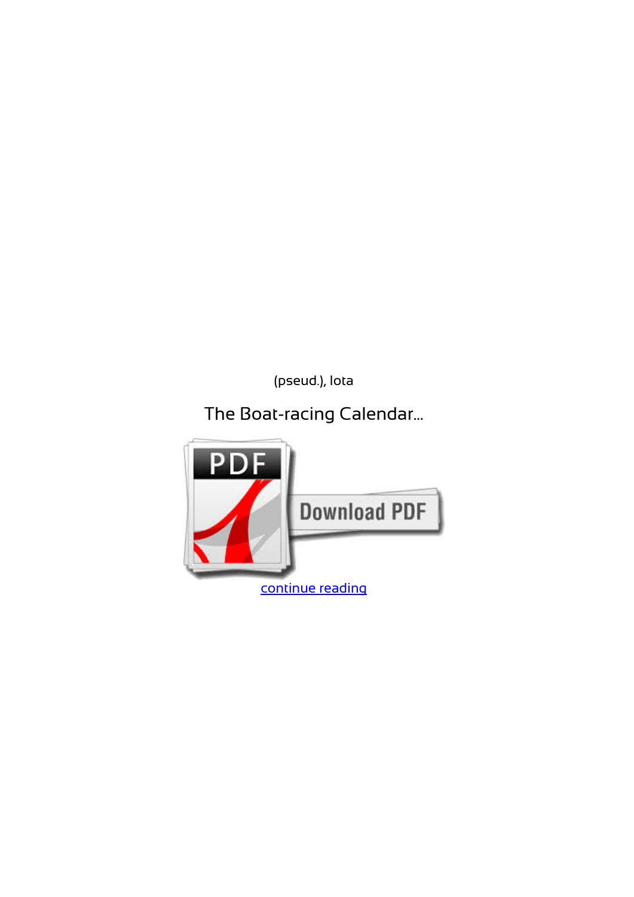(pseud.), Iota

The Boat-racing Calendar...

continue reading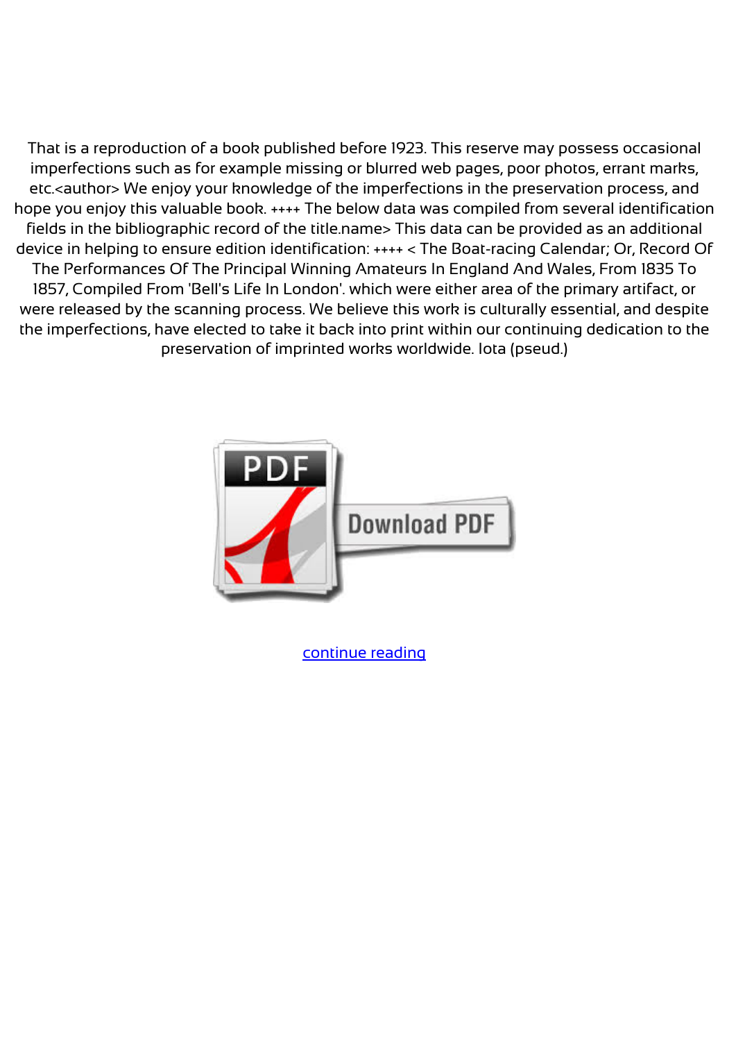That is a reproduction of a book published before 1923. This reserve may possess occasional imperfections such as for example missing or blurred web pages, poor photos, errant marks, etc.<author> We enjoy your knowledge of the imperfections in the preservation process, and hope you enjoy this valuable book. ++++ The below data was compiled from several identification fields in the bibliographic record of the title.name> This data can be provided as an additional device in helping to ensure edition identification: ++++ < The Boat-racing Calendar; Or, Record Of The Performances Of The Principal Winning Amateurs In England And Wales, From 1835 To 1857, Compiled From 'Bell's Life In London'. which were either area of the primary artifact, or were released by the scanning process. We believe this work is culturally essential, and despite the imperfections, have elected to take it back into print within our continuing dedication to the preservation of imprinted works worldwide. Iota (pseud.)

continue reading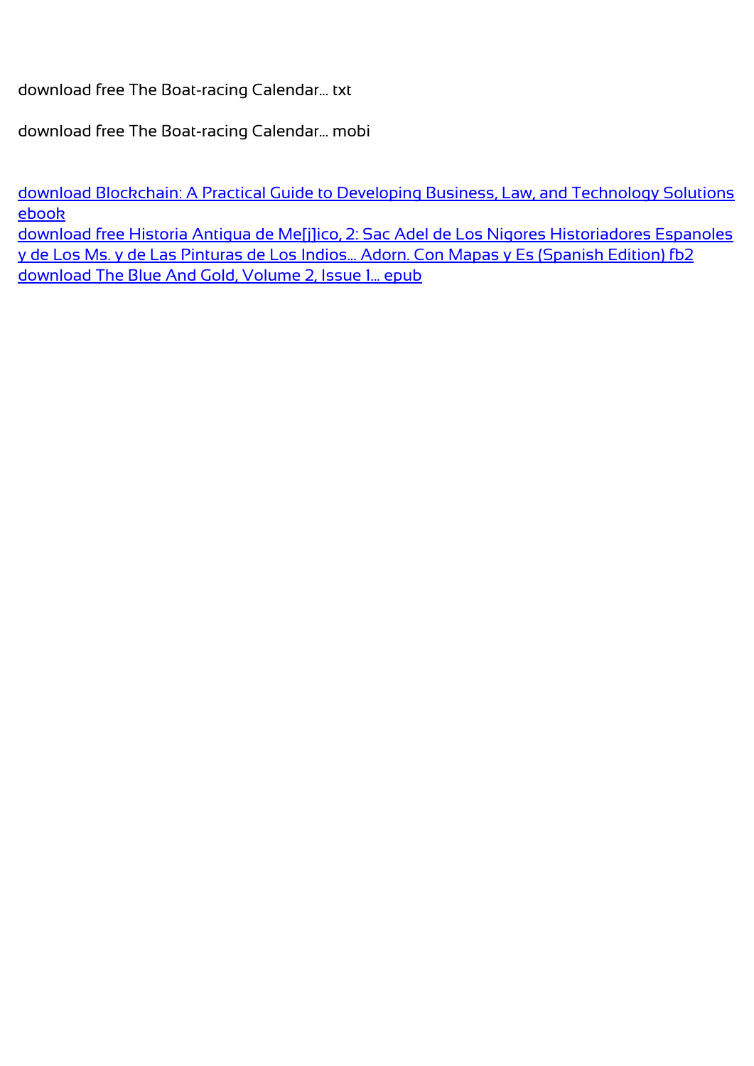download free The Boat-racing Calendar... txt

download free The Boat-racing Calendar... mobi

download Blockchain: A Practical Guide to Developing Business, Law, and Technology Solutions ebook
download free Historia Antigua de Me[j]ico, 2: Sac Adel de Los Nigores Historiadores Espanoles y de Los Ms. y de Las Pinturas de Los Indios... Adorn. Con Mapas y Es (Spanish Edition) fb2
download The Blue And Gold, Volume 2, Issue 1... epub